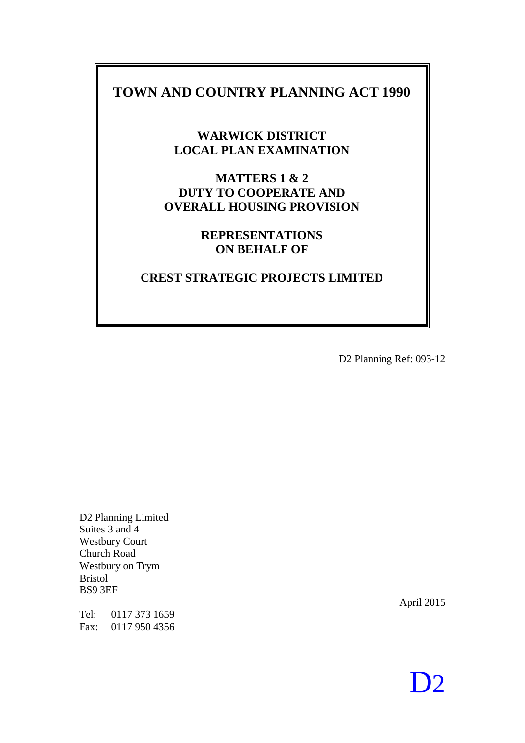# TOWN AND COUNTRY PLANNING ACT 1990

## WARWICK DISTRICT
## LOCAL PLAN EXAMINATION

## MATTERS 1 & 2
## DUTY TO COOPERATE AND
## OVERALL HOUSING PROVISION

## REPRESENTATIONS
## ON BEHALF OF

## CREST STRATEGIC PROJECTS LIMITED

D2 Planning Ref: 093-12

D2 Planning Limited
Suites 3 and 4
Westbury Court
Church Road
Westbury on Trym
Bristol
BS9 3EF

Tel: 0117 373 1659
Fax: 0117 950 4356

April 2015

D2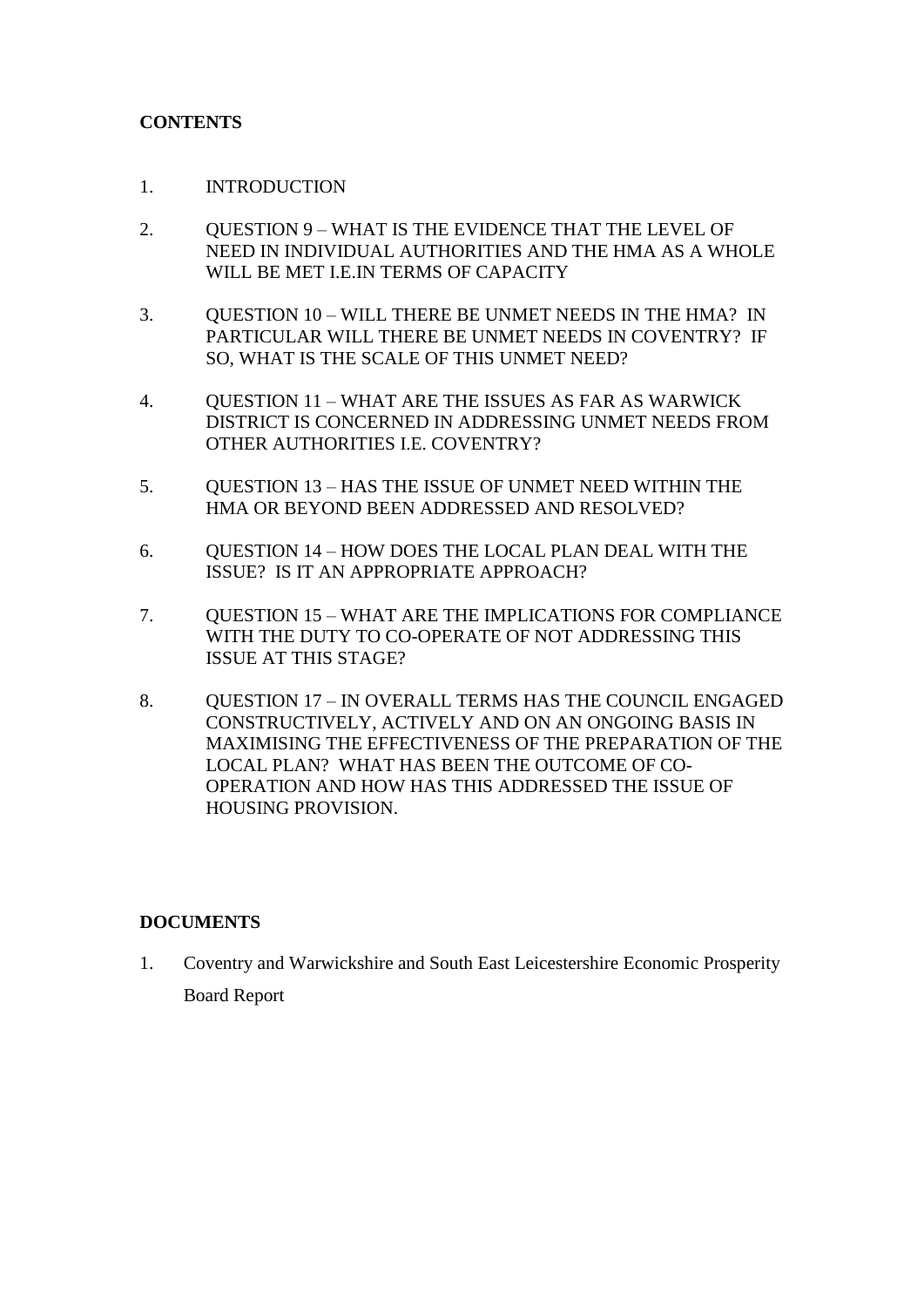**CONTENTS**

1. INTRODUCTION

2. QUESTION 9 – WHAT IS THE EVIDENCE THAT THE LEVEL OF NEED IN INDIVIDUAL AUTHORITIES AND THE HMA AS A WHOLE WILL BE MET I.E.IN TERMS OF CAPACITY

3. QUESTION 10 – WILL THERE BE UNMET NEEDS IN THE HMA? IN PARTICULAR WILL THERE BE UNMET NEEDS IN COVENTRY? IF SO, WHAT IS THE SCALE OF THIS UNMET NEED?

4. QUESTION 11 – WHAT ARE THE ISSUES AS FAR AS WARWICK DISTRICT IS CONCERNED IN ADDRESSING UNMET NEEDS FROM OTHER AUTHORITIES I.E. COVENTRY?

5. QUESTION 13 – HAS THE ISSUE OF UNMET NEED WITHIN THE HMA OR BEYOND BEEN ADDRESSED AND RESOLVED?

6. QUESTION 14 – HOW DOES THE LOCAL PLAN DEAL WITH THE ISSUE? IS IT AN APPROPRIATE APPROACH?

7. QUESTION 15 – WHAT ARE THE IMPLICATIONS FOR COMPLIANCE WITH THE DUTY TO CO-OPERATE OF NOT ADDRESSING THIS ISSUE AT THIS STAGE?

8. QUESTION 17 – IN OVERALL TERMS HAS THE COUNCIL ENGAGED CONSTRUCTIVELY, ACTIVELY AND ON AN ONGOING BASIS IN MAXIMISING THE EFFECTIVENESS OF THE PREPARATION OF THE LOCAL PLAN? WHAT HAS BEEN THE OUTCOME OF CO-OPERATION AND HOW HAS THIS ADDRESSED THE ISSUE OF HOUSING PROVISION.

**DOCUMENTS**

1. Coventry and Warwickshire and South East Leicestershire Economic Prosperity Board Report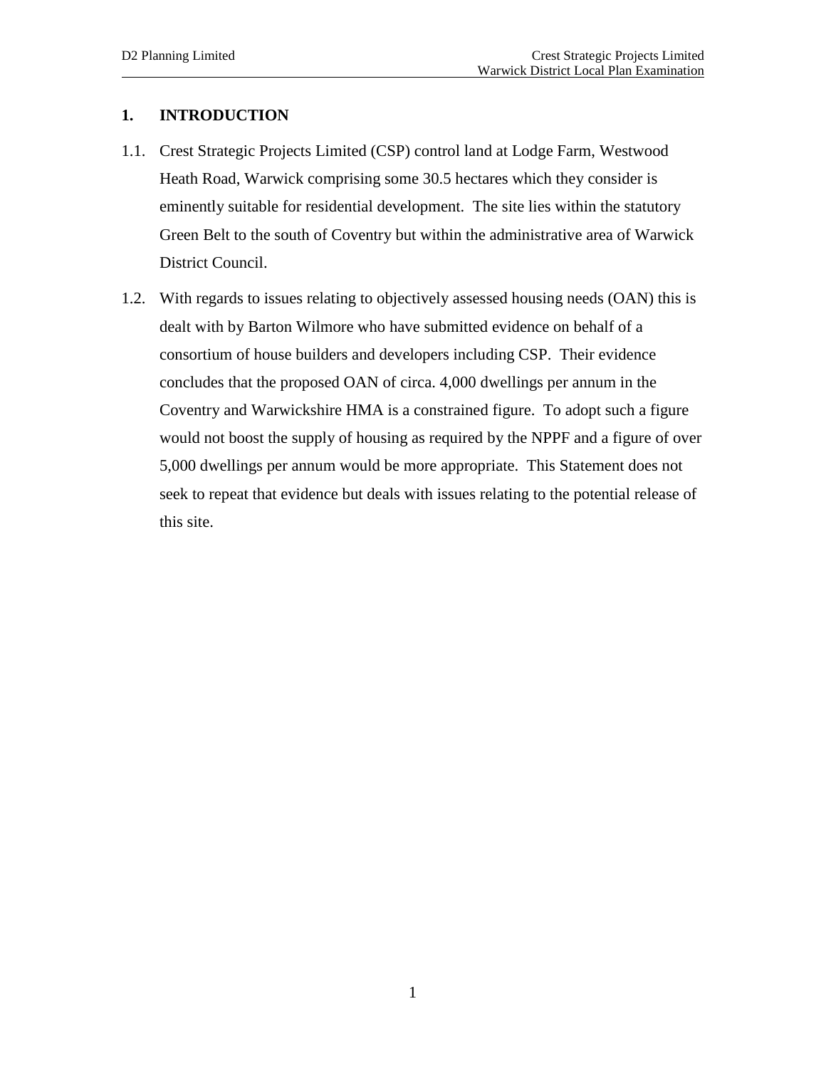# 1. INTRODUCTION

1.1. Crest Strategic Projects Limited (CSP) control land at Lodge Farm, Westwood Heath Road, Warwick comprising some 30.5 hectares which they consider is eminently suitable for residential development. The site lies within the statutory Green Belt to the south of Coventry but within the administrative area of Warwick District Council.

1.2. With regards to issues relating to objectively assessed housing needs (OAN) this is dealt with by Barton Wilmore who have submitted evidence on behalf of a consortium of house builders and developers including CSP. Their evidence concludes that the proposed OAN of circa. 4,000 dwellings per annum in the Coventry and Warwickshire HMA is a constrained figure. To adopt such a figure would not boost the supply of housing as required by the NPPF and a figure of over 5,000 dwellings per annum would be more appropriate. This Statement does not seek to repeat that evidence but deals with issues relating to the potential release of this site.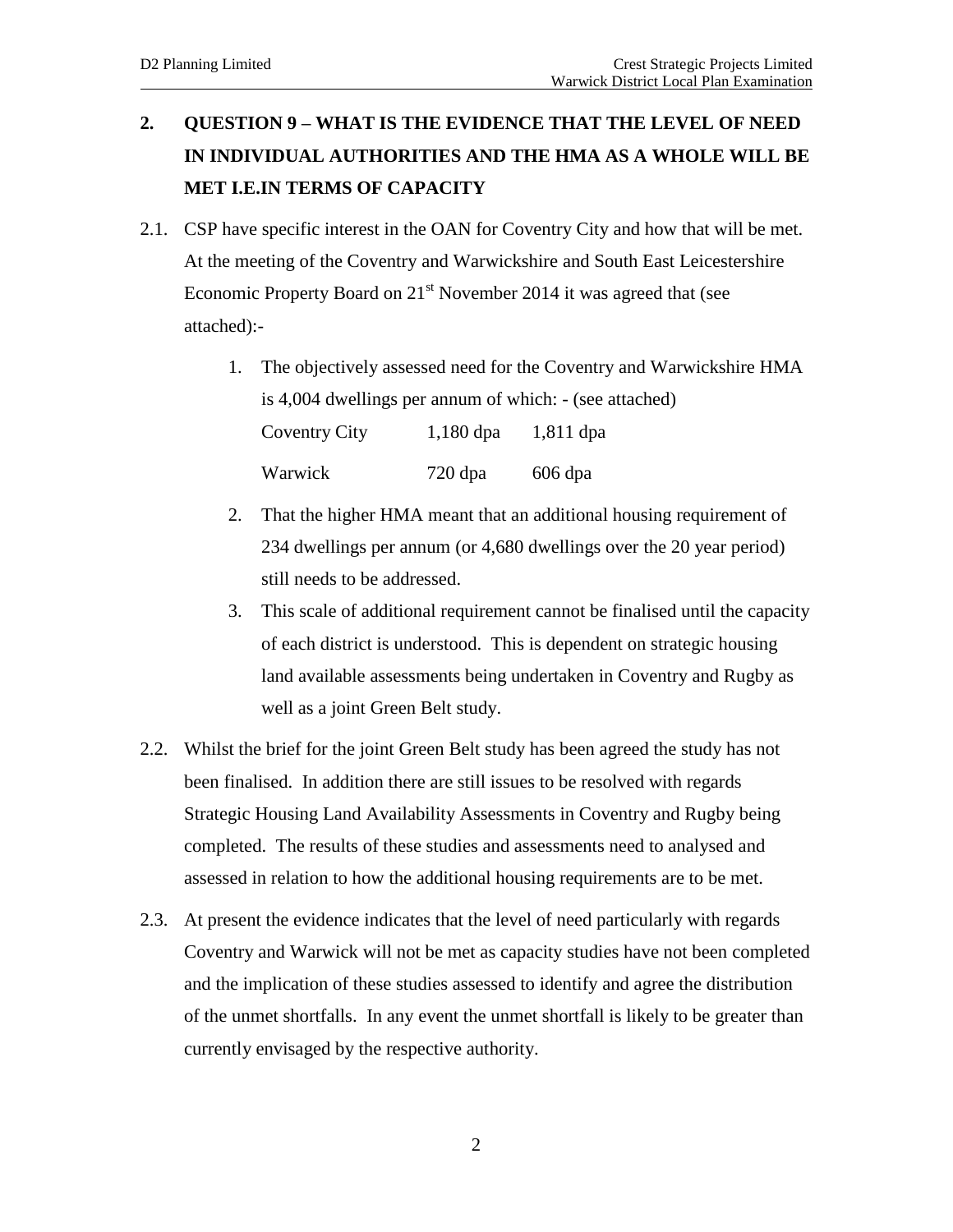## 2. QUESTION 9 – WHAT IS THE EVIDENCE THAT THE LEVEL OF NEED IN INDIVIDUAL AUTHORITIES AND THE HMA AS A WHOLE WILL BE MET I.E.IN TERMS OF CAPACITY

2.1. CSP have specific interest in the OAN for Coventry City and how that will be met. At the meeting of the Coventry and Warwickshire and South East Leicestershire Economic Property Board on 21st November 2014 it was agreed that (see attached):-

1. The objectively assessed need for the Coventry and Warwickshire HMA is 4,004 dwellings per annum of which: - (see attached)

| | | |
|---|---|---|
| Coventry City | 1,180 dpa | 1,811 dpa |
| Warwick | 720 dpa | 606 dpa |

2. That the higher HMA meant that an additional housing requirement of 234 dwellings per annum (or 4,680 dwellings over the 20 year period) still needs to be addressed.
3. This scale of additional requirement cannot be finalised until the capacity of each district is understood. This is dependent on strategic housing land available assessments being undertaken in Coventry and Rugby as well as a joint Green Belt study.

2.2. Whilst the brief for the joint Green Belt study has been agreed the study has not been finalised. In addition there are still issues to be resolved with regards Strategic Housing Land Availability Assessments in Coventry and Rugby being completed. The results of these studies and assessments need to analysed and assessed in relation to how the additional housing requirements are to be met.

2.3. At present the evidence indicates that the level of need particularly with regards Coventry and Warwick will not be met as capacity studies have not been completed and the implication of these studies assessed to identify and agree the distribution of the unmet shortfalls. In any event the unmet shortfall is likely to be greater than currently envisaged by the respective authority.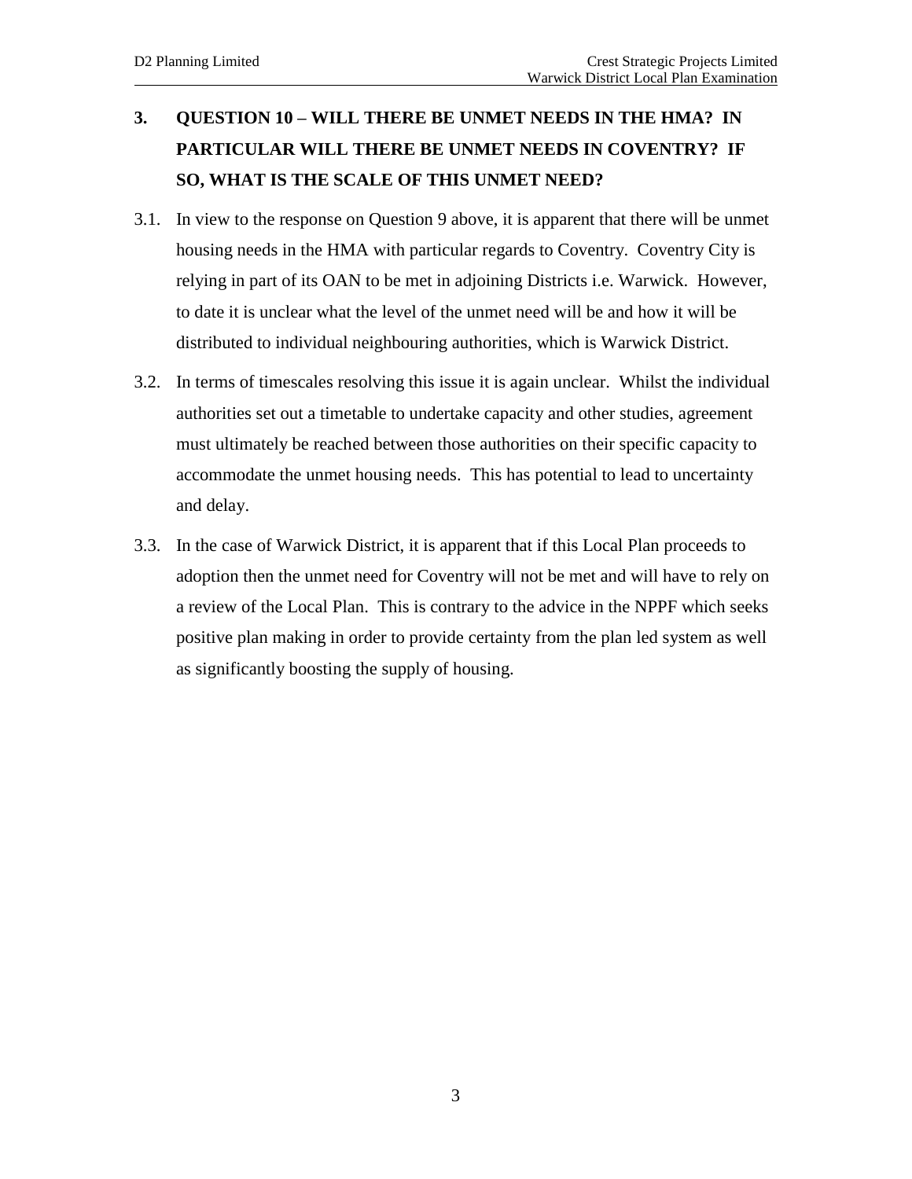## 3. QUESTION 10 – WILL THERE BE UNMET NEEDS IN THE HMA? IN PARTICULAR WILL THERE BE UNMET NEEDS IN COVENTRY? IF SO, WHAT IS THE SCALE OF THIS UNMET NEED?

3.1. In view to the response on Question 9 above, it is apparent that there will be unmet housing needs in the HMA with particular regards to Coventry. Coventry City is relying in part of its OAN to be met in adjoining Districts i.e. Warwick. However, to date it is unclear what the level of the unmet need will be and how it will be distributed to individual neighbouring authorities, which is Warwick District.

3.2. In terms of timescales resolving this issue it is again unclear. Whilst the individual authorities set out a timetable to undertake capacity and other studies, agreement must ultimately be reached between those authorities on their specific capacity to accommodate the unmet housing needs. This has potential to lead to uncertainty and delay.

3.3. In the case of Warwick District, it is apparent that if this Local Plan proceeds to adoption then the unmet need for Coventry will not be met and will have to rely on a review of the Local Plan. This is contrary to the advice in the NPPF which seeks positive plan making in order to provide certainty from the plan led system as well as significantly boosting the supply of housing.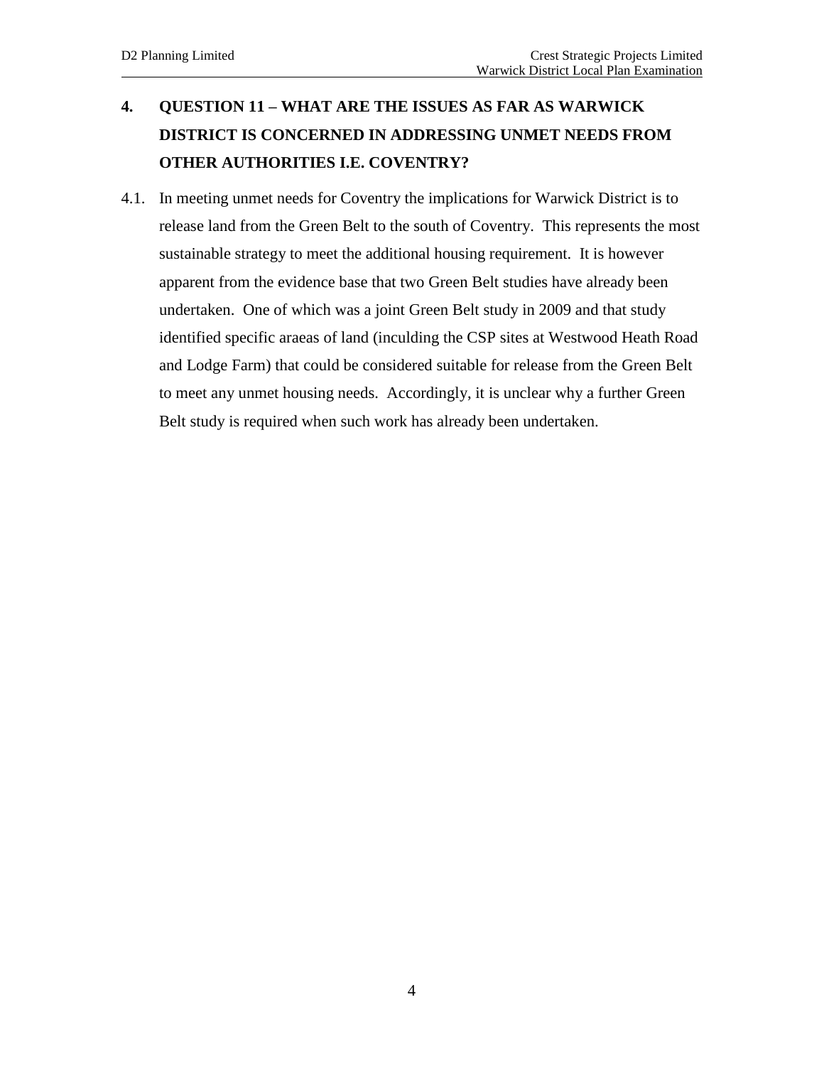## 4. QUESTION 11 – WHAT ARE THE ISSUES AS FAR AS WARWICK DISTRICT IS CONCERNED IN ADDRESSING UNMET NEEDS FROM OTHER AUTHORITIES I.E. COVENTRY?

4.1. In meeting unmet needs for Coventry the implications for Warwick District is to release land from the Green Belt to the south of Coventry. This represents the most sustainable strategy to meet the additional housing requirement. It is however apparent from the evidence base that two Green Belt studies have already been undertaken. One of which was a joint Green Belt study in 2009 and that study identified specific araeas of land (inculding the CSP sites at Westwood Heath Road and Lodge Farm) that could be considered suitable for release from the Green Belt to meet any unmet housing needs. Accordingly, it is unclear why a further Green Belt study is required when such work has already been undertaken.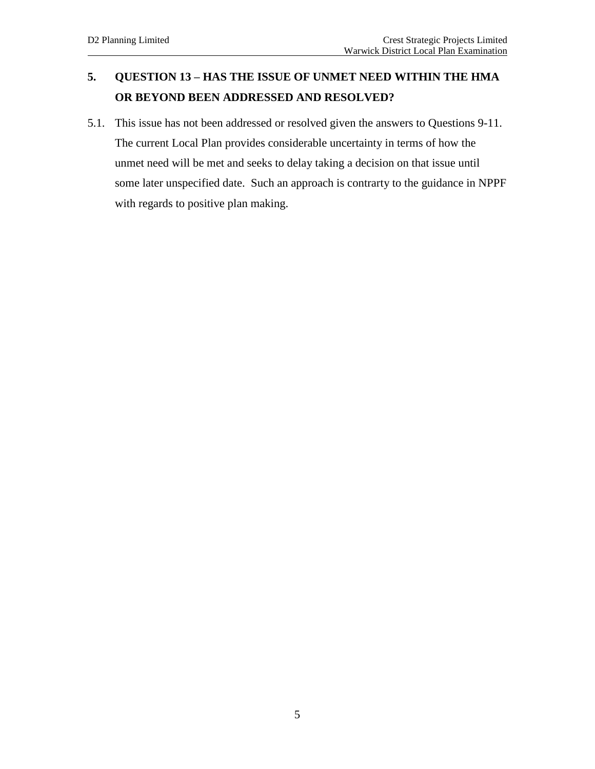## 5. QUESTION 13 – HAS THE ISSUE OF UNMET NEED WITHIN THE HMA OR BEYOND BEEN ADDRESSED AND RESOLVED?

5.1. This issue has not been addressed or resolved given the answers to Questions 9-11. The current Local Plan provides considerable uncertainty in terms of how the unmet need will be met and seeks to delay taking a decision on that issue until some later unspecified date. Such an approach is contrarty to the guidance in NPPF with regards to positive plan making.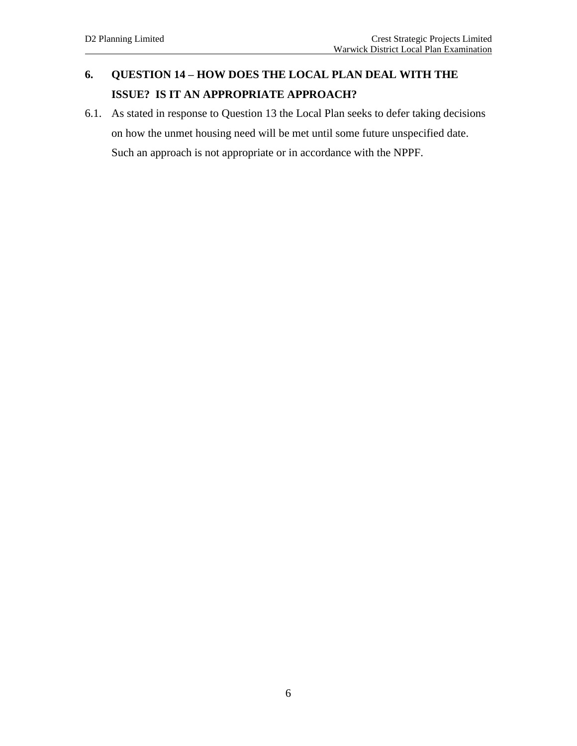## 6. QUESTION 14 – HOW DOES THE LOCAL PLAN DEAL WITH THE ISSUE? IS IT AN APPROPRIATE APPROACH?

6.1. As stated in response to Question 13 the Local Plan seeks to defer taking decisions on how the unmet housing need will be met until some future unspecified date. Such an approach is not appropriate or in accordance with the NPPF.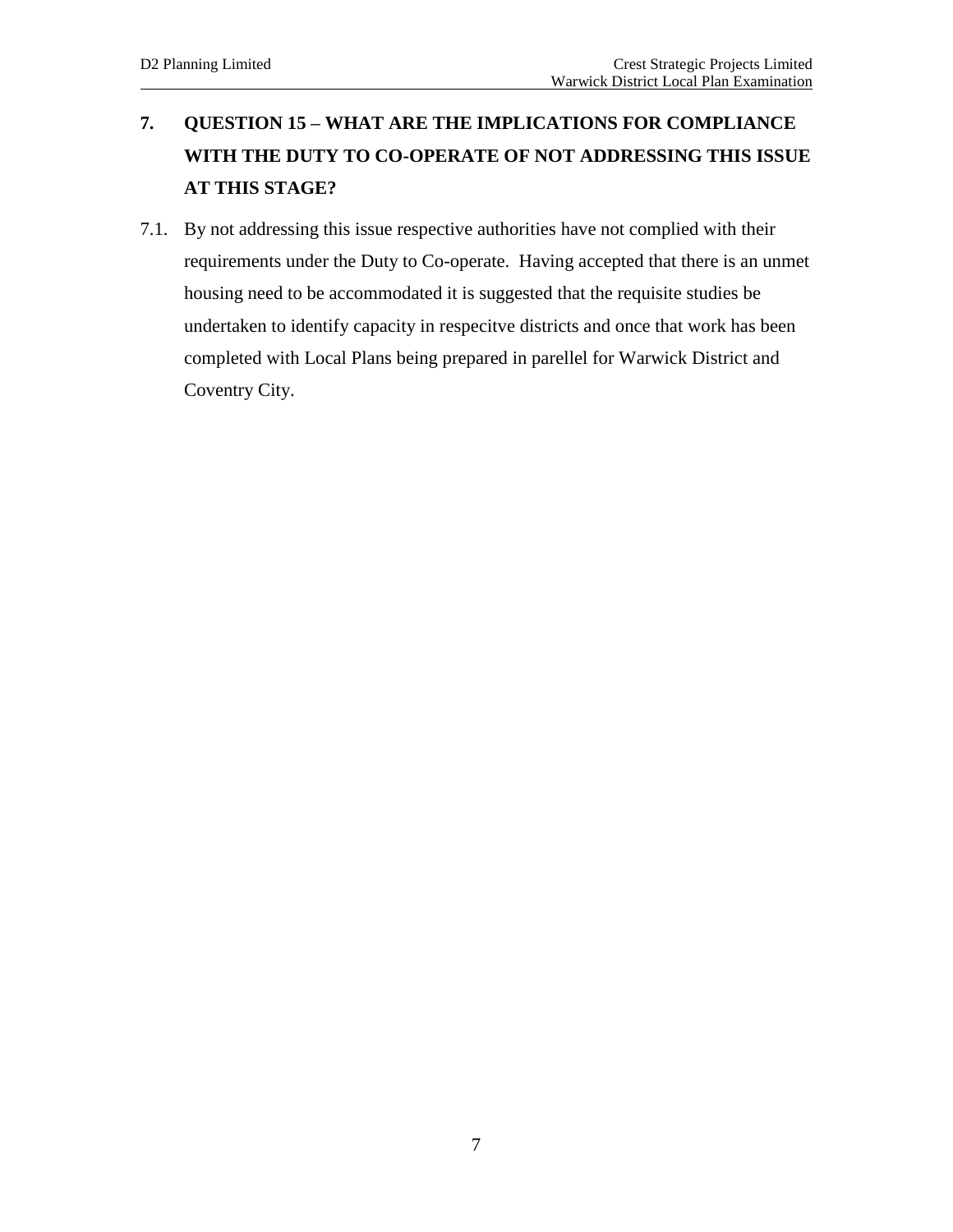## 7. QUESTION 15 – WHAT ARE THE IMPLICATIONS FOR COMPLIANCE WITH THE DUTY TO CO-OPERATE OF NOT ADDRESSING THIS ISSUE AT THIS STAGE?

7.1. By not addressing this issue respective authorities have not complied with their requirements under the Duty to Co-operate. Having accepted that there is an unmet housing need to be accommodated it is suggested that the requisite studies be undertaken to identify capacity in respecitve districts and once that work has been completed with Local Plans being prepared in parellel for Warwick District and Coventry City.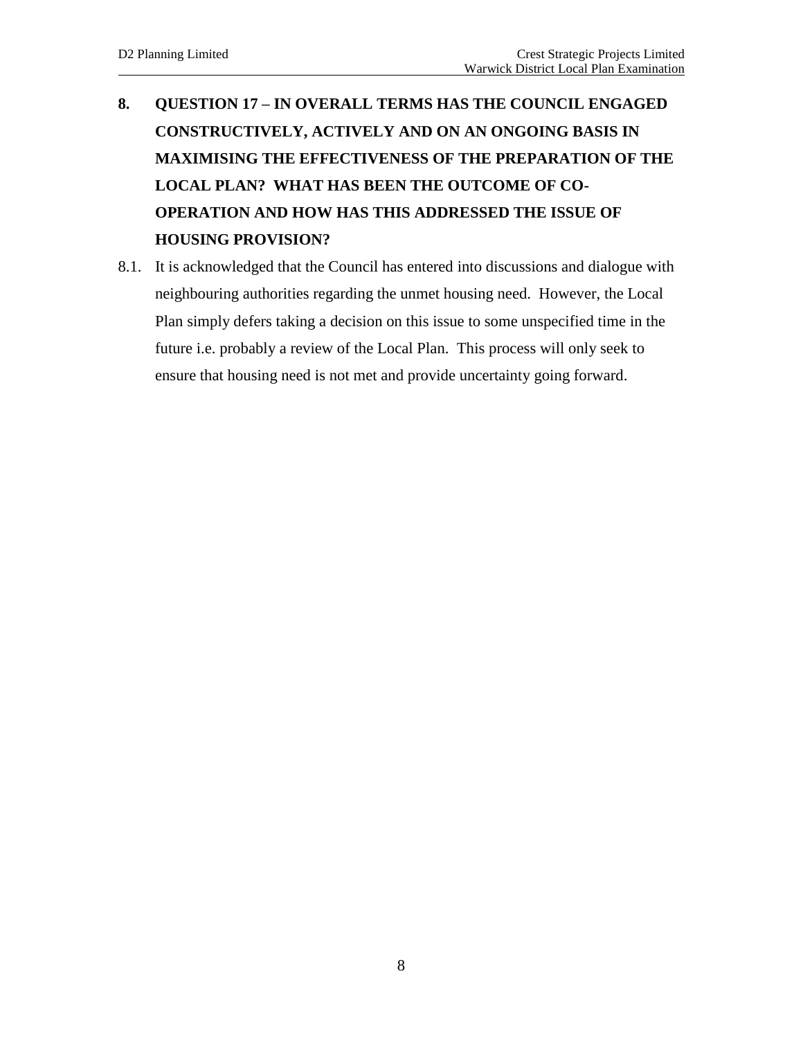## 8. QUESTION 17 – IN OVERALL TERMS HAS THE COUNCIL ENGAGED CONSTRUCTIVELY, ACTIVELY AND ON AN ONGOING BASIS IN MAXIMISING THE EFFECTIVENESS OF THE PREPARATION OF THE LOCAL PLAN? WHAT HAS BEEN THE OUTCOME OF CO-OPERATION AND HOW HAS THIS ADDRESSED THE ISSUE OF HOUSING PROVISION?

8.1. It is acknowledged that the Council has entered into discussions and dialogue with neighbouring authorities regarding the unmet housing need. However, the Local Plan simply defers taking a decision on this issue to some unspecified time in the future i.e. probably a review of the Local Plan. This process will only seek to ensure that housing need is not met and provide uncertainty going forward.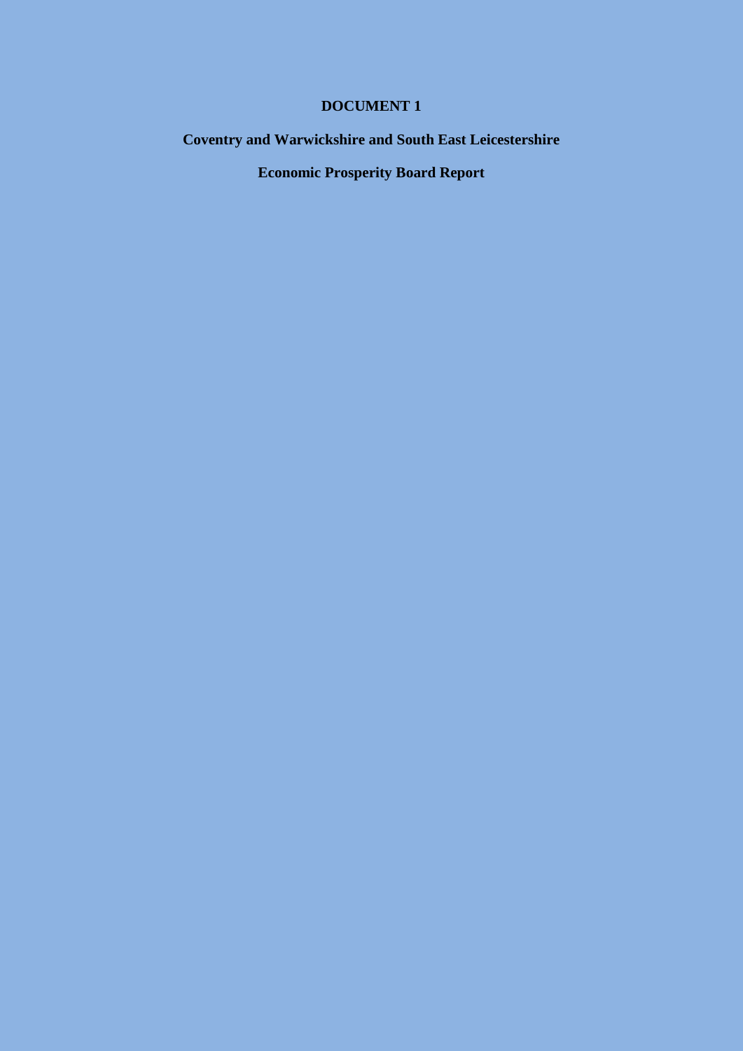**DOCUMENT 1**

**Coventry and Warwickshire and South East Leicestershire**

**Economic Prosperity Board Report**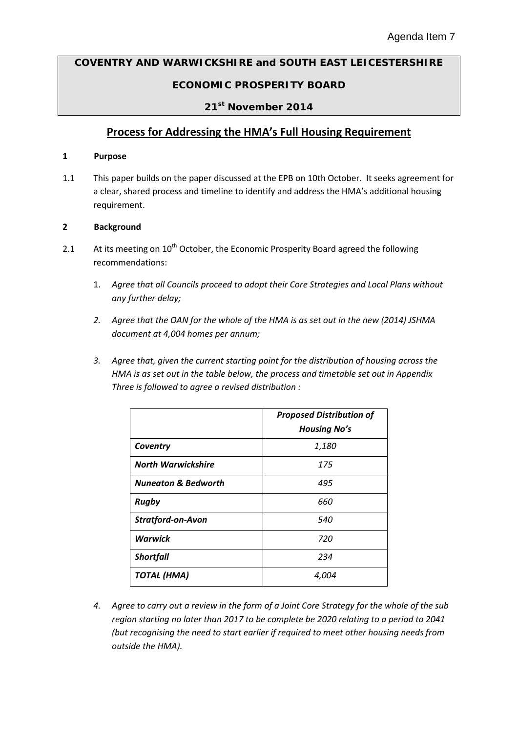Agenda Item 7

**COVENTRY AND WARWICKSHIRE and SOUTH EAST LEICESTERSHIRE**

**ECONOMIC PROSPERITY BOARD**

**21st November 2014**

# Process for Addressing the HMA's Full Housing Requirement

## 1 Purpose

1.1 This paper builds on the paper discussed at the EPB on 10th October. It seeks agreement for a clear, shared process and timeline to identify and address the HMA's additional housing requirement.

## 2 Background

2.1 At its meeting on 10th October, the Economic Prosperity Board agreed the following recommendations:

1. *Agree that all Councils proceed to adopt their Core Strategies and Local Plans without any further delay;*
2. *Agree that the OAN for the whole of the HMA is as set out in the new (2014) JSHMA document at 4,004 homes per annum;*
3. *Agree that, given the current starting point for the distribution of housing across the HMA is as set out in the table below, the process and timetable set out in Appendix Three is followed to agree a revised distribution :*

| | ***Proposed Distribution of Housing No's*** |
|---|---|
| ***Coventry*** | *1,180* |
| ***North Warwickshire*** | *175* |
| ***Nuneaton & Bedworth*** | *495* |
| ***Rugby*** | *660* |
| ***Stratford-on-Avon*** | *540* |
| ***Warwick*** | *720* |
| ***Shortfall*** | *234* |
| ***TOTAL (HMA)*** | *4,004* |

4. *Agree to carry out a review in the form of a Joint Core Strategy for the whole of the sub region starting no later than 2017 to be complete be 2020 relating to a period to 2041 (but recognising the need to start earlier if required to meet other housing needs from outside the HMA).*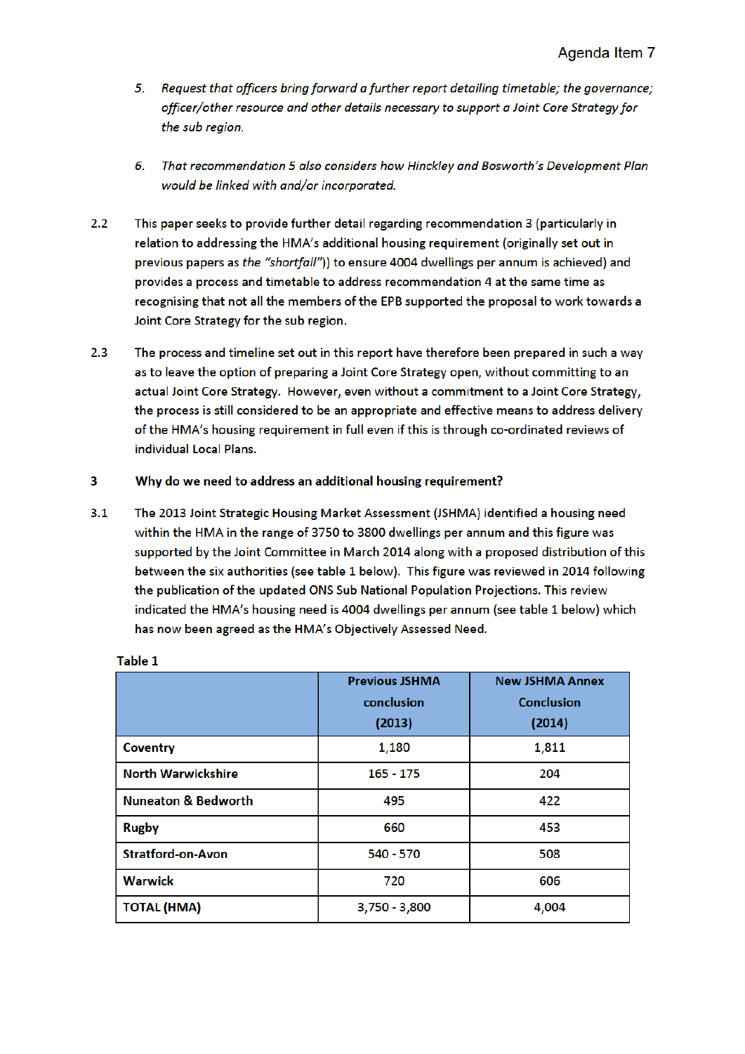5. *Request that officers bring forward a further report detailing timetable; the governance; officer/other resource and other details necessary to support a Joint Core Strategy for the sub region.*

6. *That recommendation 5 also considers how Hinckley and Bosworth's Development Plan would be linked with and/or incorporated.*

2.2 This paper seeks to provide further detail regarding recommendation 3 (particularly in relation to addressing the HMA's additional housing requirement (originally set out in previous papers as *the "shortfall"*)) to ensure 4004 dwellings per annum is achieved) and provides a process and timetable to address recommendation 4 at the same time as recognising that not all the members of the EPB supported the proposal to work towards a Joint Core Strategy for the sub region.

2.3 The process and timeline set out in this report have therefore been prepared in such a way as to leave the option of preparing a Joint Core Strategy open, without committing to an actual Joint Core Strategy. However, even without a commitment to a Joint Core Strategy, the process is still considered to be an appropriate and effective means to address delivery of the HMA's housing requirement in full even if this is through co-ordinated reviews of individual Local Plans.

## 3 Why do we need to address an additional housing requirement?

3.1 The 2013 Joint Strategic Housing Market Assessment (JSHMA) identified a housing need within the HMA in the range of 3750 to 3800 dwellings per annum and this figure was supported by the Joint Committee in March 2014 along with a proposed distribution of this between the six authorities (see table 1 below). This figure was reviewed in 2014 following the publication of the updated ONS Sub National Population Projections. This review indicated the HMA's housing need is 4004 dwellings per annum (see table 1 below) which has now been agreed as the HMA's Objectively Assessed Need.

**Table 1**

| | Previous JSHMA conclusion (2013) | New JSHMA Annex Conclusion (2014) |
|---|---|---|
| **Coventry** | 1,180 | 1,811 |
| **North Warwickshire** | 165 - 175 | 204 |
| **Nuneaton & Bedworth** | 495 | 422 |
| **Rugby** | 660 | 453 |
| **Stratford-on-Avon** | 540 - 570 | 508 |
| **Warwick** | 720 | 606 |
| **TOTAL (HMA)** | 3,750 - 3,800 | 4,004 |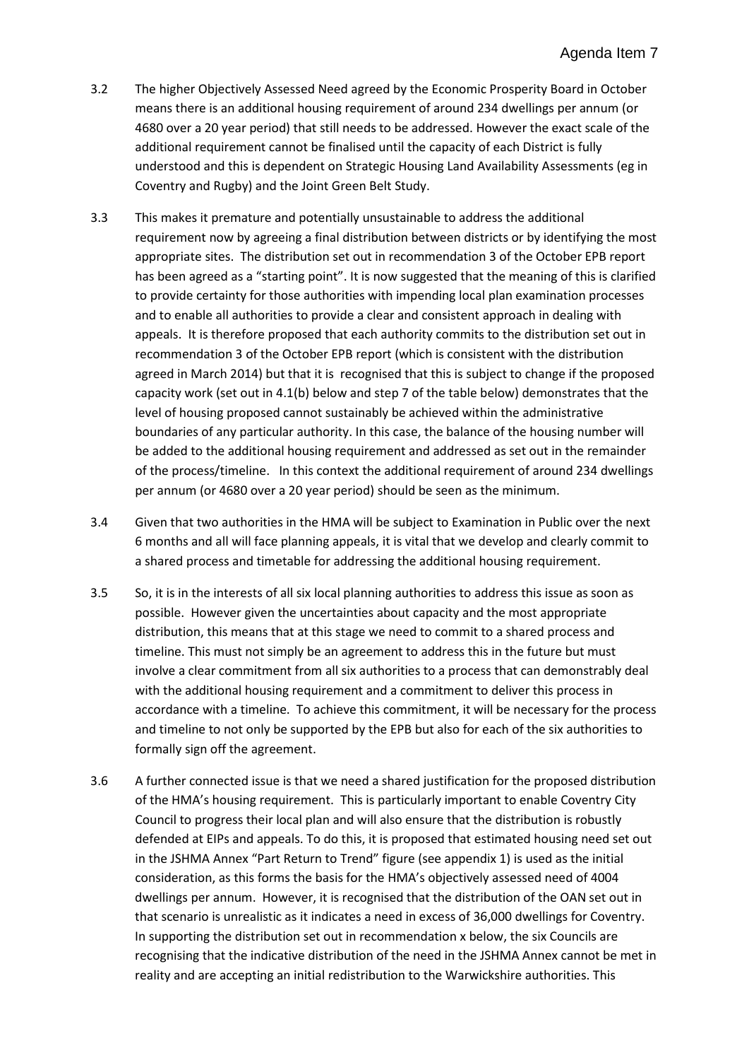3.2 The higher Objectively Assessed Need agreed by the Economic Prosperity Board in October means there is an additional housing requirement of around 234 dwellings per annum (or 4680 over a 20 year period) that still needs to be addressed. However the exact scale of the additional requirement cannot be finalised until the capacity of each District is fully understood and this is dependent on Strategic Housing Land Availability Assessments (eg in Coventry and Rugby) and the Joint Green Belt Study.

3.3 This makes it premature and potentially unsustainable to address the additional requirement now by agreeing a final distribution between districts or by identifying the most appropriate sites. The distribution set out in recommendation 3 of the October EPB report has been agreed as a "starting point". It is now suggested that the meaning of this is clarified to provide certainty for those authorities with impending local plan examination processes and to enable all authorities to provide a clear and consistent approach in dealing with appeals. It is therefore proposed that each authority commits to the distribution set out in recommendation 3 of the October EPB report (which is consistent with the distribution agreed in March 2014) but that it is recognised that this is subject to change if the proposed capacity work (set out in 4.1(b) below and step 7 of the table below) demonstrates that the level of housing proposed cannot sustainably be achieved within the administrative boundaries of any particular authority. In this case, the balance of the housing number will be added to the additional housing requirement and addressed as set out in the remainder of the process/timeline. In this context the additional requirement of around 234 dwellings per annum (or 4680 over a 20 year period) should be seen as the minimum.

3.4 Given that two authorities in the HMA will be subject to Examination in Public over the next 6 months and all will face planning appeals, it is vital that we develop and clearly commit to a shared process and timetable for addressing the additional housing requirement.

3.5 So, it is in the interests of all six local planning authorities to address this issue as soon as possible. However given the uncertainties about capacity and the most appropriate distribution, this means that at this stage we need to commit to a shared process and timeline. This must not simply be an agreement to address this in the future but must involve a clear commitment from all six authorities to a process that can demonstrably deal with the additional housing requirement and a commitment to deliver this process in accordance with a timeline. To achieve this commitment, it will be necessary for the process and timeline to not only be supported by the EPB but also for each of the six authorities to formally sign off the agreement.

3.6 A further connected issue is that we need a shared justification for the proposed distribution of the HMA's housing requirement. This is particularly important to enable Coventry City Council to progress their local plan and will also ensure that the distribution is robustly defended at EIPs and appeals. To do this, it is proposed that estimated housing need set out in the JSHMA Annex "Part Return to Trend" figure (see appendix 1) is used as the initial consideration, as this forms the basis for the HMA's objectively assessed need of 4004 dwellings per annum. However, it is recognised that the distribution of the OAN set out in that scenario is unrealistic as it indicates a need in excess of 36,000 dwellings for Coventry. In supporting the distribution set out in recommendation x below, the six Councils are recognising that the indicative distribution of the need in the JSHMA Annex cannot be met in reality and are accepting an initial redistribution to the Warwickshire authorities. This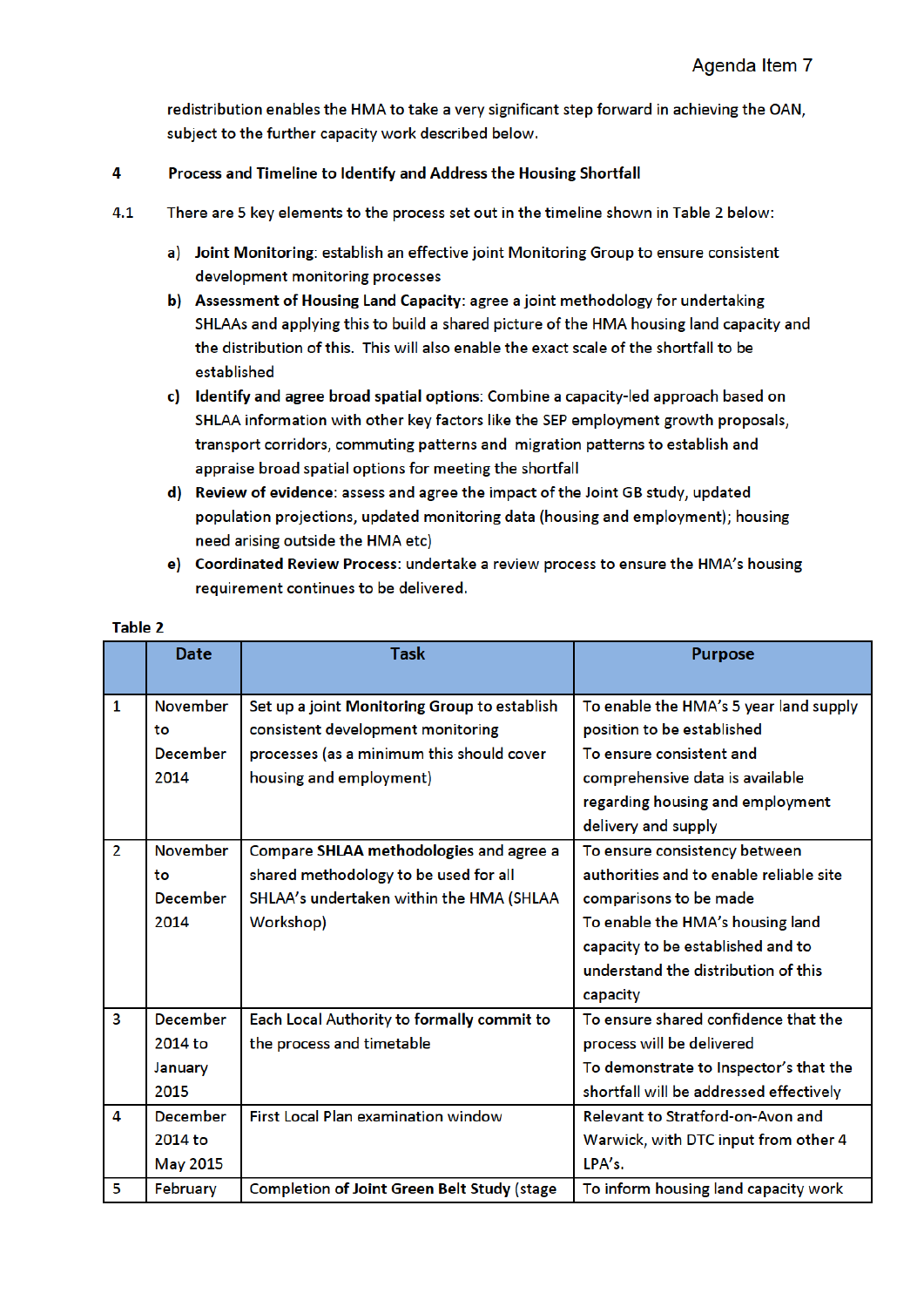redistribution enables the HMA to take a very significant step forward in achieving the OAN, subject to the further capacity work described below.

## 4 Process and Timeline to Identify and Address the Housing Shortfall

4.1 There are 5 key elements to the process set out in the timeline shown in Table 2 below:

a) **Joint Monitoring**: establish an effective joint Monitoring Group to ensure consistent development monitoring processes
b) **Assessment of Housing Land Capacity**: agree a joint methodology for undertaking SHLAAs and applying this to build a shared picture of the HMA housing land capacity and the distribution of this. This will also enable the exact scale of the shortfall to be established
c) **Identify and agree broad spatial options**: Combine a capacity-led approach based on SHLAA information with other key factors like the SEP employment growth proposals, transport corridors, commuting patterns and migration patterns to establish and appraise broad spatial options for meeting the shortfall
d) **Review of evidence**: assess and agree the impact of the Joint GB study, updated population projections, updated monitoring data (housing and employment); housing need arising outside the HMA etc)
e) **Coordinated Review Process**: undertake a review process to ensure the HMA's housing requirement continues to be delivered.

**Table 2**

| | Date | Task | Purpose |
|---|---|---|---|
| 1 | November to December 2014 | Set up a joint **Monitoring Group** to establish consistent development monitoring processes (as a minimum this should cover housing and employment) | To enable the HMA's 5 year land supply position to be established<br>To ensure consistent and comprehensive data is available regarding housing and employment delivery and supply |
| 2 | November to December 2014 | Compare **SHLAA methodologies** and agree a shared methodology to be used for all SHLAA's undertaken within the HMA (SHLAA Workshop) | To ensure consistency between authorities and to enable reliable site comparisons to be made<br>To enable the HMA's housing land capacity to be established and to understand the distribution of this capacity |
| 3 | December 2014 to January 2015 | Each Local Authority to **formally commit to** the process and timetable | To ensure shared confidence that the process will be delivered<br>To demonstrate to Inspector's that the shortfall will be addressed effectively |
| 4 | December 2014 to May 2015 | First Local Plan examination window | Relevant to Stratford-on-Avon and Warwick, with DTC input from other 4 LPA's. |
| 5 | February | Completion of **Joint Green Belt Study** (stage | To inform housing land capacity work |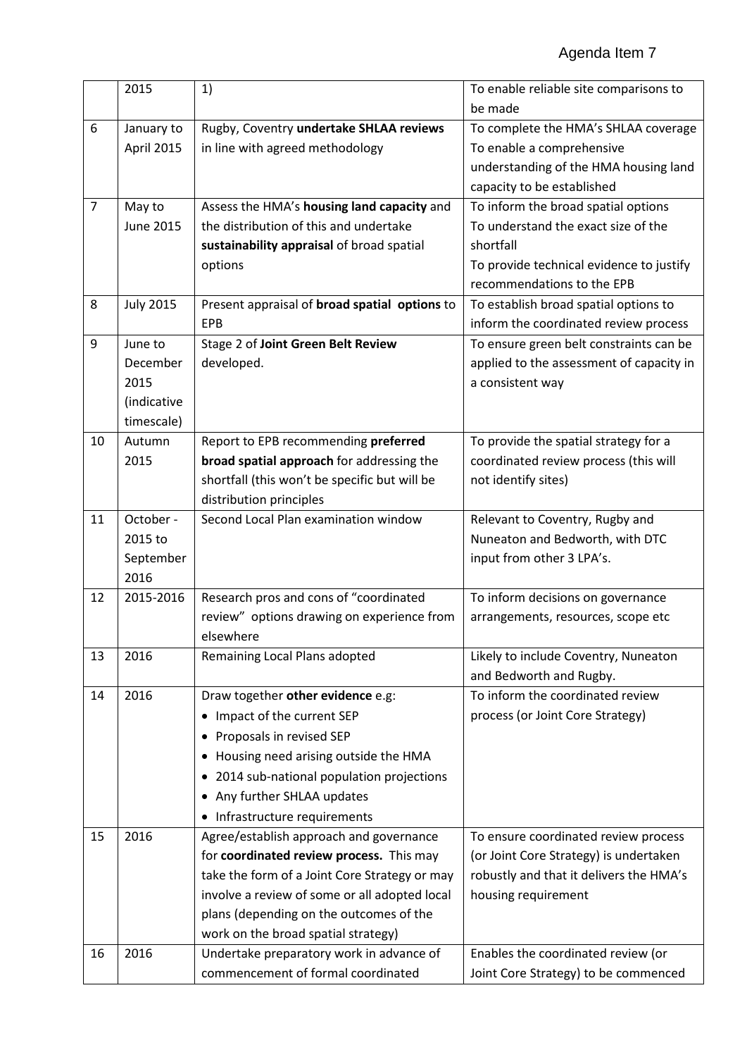|  | 2015 | 1) | To enable reliable site comparisons to be made |
|---|---|---|---|
| 6 | January to April 2015 | Rugby, Coventry **undertake SHLAA reviews** in line with agreed methodology | To complete the HMA's SHLAA coverage<br>To enable a comprehensive understanding of the HMA housing land capacity to be established |
| 7 | May to June 2015 | Assess the HMA's **housing land capacity** and the distribution of this and undertake **sustainability appraisal** of broad spatial options | To inform the broad spatial options<br>To understand the exact size of the shortfall<br>To provide technical evidence to justify recommendations to the EPB |
| 8 | July 2015 | Present appraisal of **broad spatial options** to EPB | To establish broad spatial options to inform the coordinated review process |
| 9 | June to December 2015 (indicative timescale) | Stage 2 of **Joint Green Belt Review** developed. | To ensure green belt constraints can be applied to the assessment of capacity in a consistent way |
| 10 | Autumn 2015 | Report to EPB recommending **preferred broad spatial approach** for addressing the shortfall (this won't be specific but will be distribution principles | To provide the spatial strategy for a coordinated review process (this will not identify sites) |
| 11 | October - 2015 to September 2016 | Second Local Plan examination window | Relevant to Coventry, Rugby and Nuneaton and Bedworth, with DTC input from other 3 LPA's. |
| 12 | 2015-2016 | Research pros and cons of "coordinated review" options drawing on experience from elsewhere | To inform decisions on governance arrangements, resources, scope etc |
| 13 | 2016 | Remaining Local Plans adopted | Likely to include Coventry, Nuneaton and Bedworth and Rugby. |
| 14 | 2016 | Draw together **other evidence** e.g:<br>• Impact of the current SEP<br>• Proposals in revised SEP<br>• Housing need arising outside the HMA<br>• 2014 sub-national population projections<br>• Any further SHLAA updates<br>• Infrastructure requirements | To inform the coordinated review process (or Joint Core Strategy) |
| 15 | 2016 | Agree/establish approach and governance for **coordinated review process.** This may take the form of a Joint Core Strategy or may involve a review of some or all adopted local plans (depending on the outcomes of the work on the broad spatial strategy) | To ensure coordinated review process (or Joint Core Strategy) is undertaken robustly and that it delivers the HMA's housing requirement |
| 16 | 2016 | Undertake preparatory work in advance of commencement of formal coordinated | Enables the coordinated review (or Joint Core Strategy) to be commenced |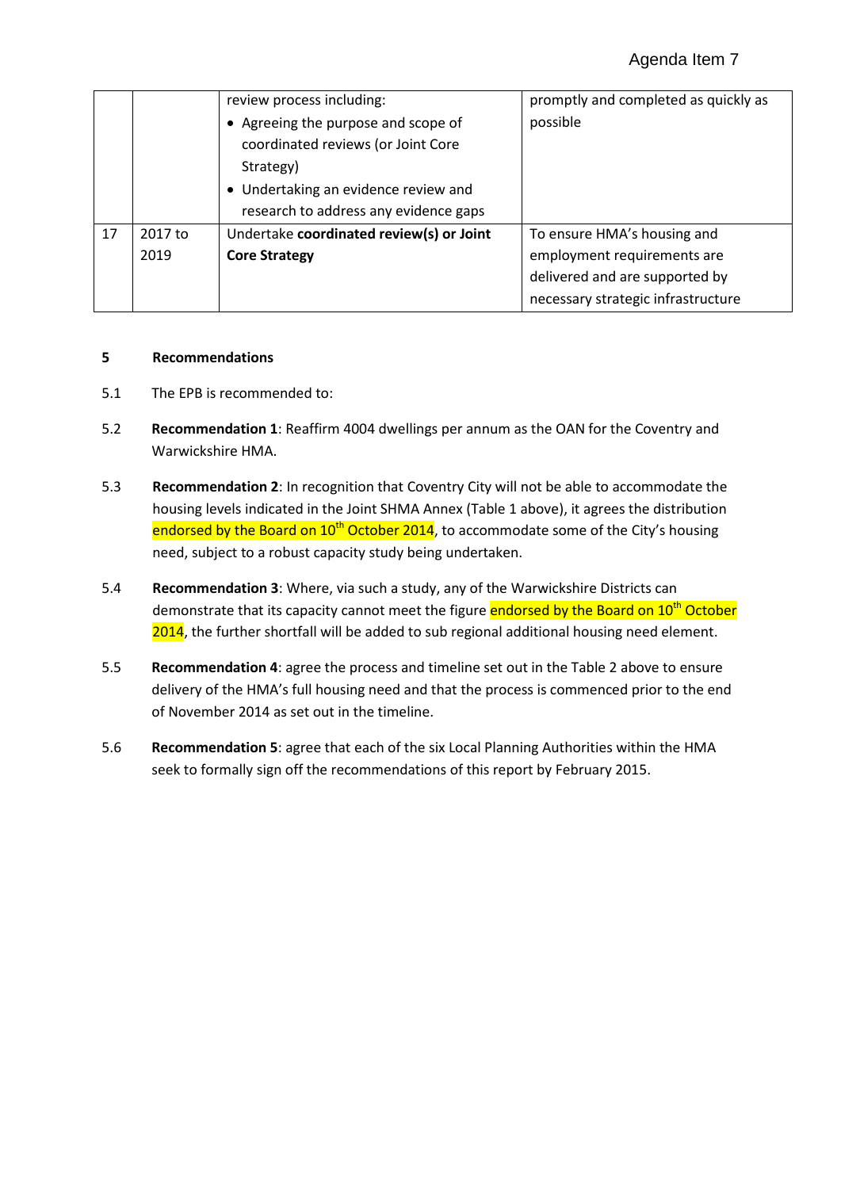| | | | |
|---|---|---|---|
| | | review process including:<br>• Agreeing the purpose and scope of coordinated reviews (or Joint Core Strategy)<br>• Undertaking an evidence review and research to address any evidence gaps | promptly and completed as quickly as possible |
| 17 | 2017 to 2019 | Undertake **coordinated review(s) or Joint Core Strategy** | To ensure HMA's housing and employment requirements are delivered and are supported by necessary strategic infrastructure |

## 5 Recommendations

5.1 The EPB is recommended to:

5.2 **Recommendation 1**: Reaffirm 4004 dwellings per annum as the OAN for the Coventry and Warwickshire HMA.

5.3 **Recommendation 2**: In recognition that Coventry City will not be able to accommodate the housing levels indicated in the Joint SHMA Annex (Table 1 above), it agrees the distribution endorsed by the Board on 10th October 2014, to accommodate some of the City's housing need, subject to a robust capacity study being undertaken.

5.4 **Recommendation 3**: Where, via such a study, any of the Warwickshire Districts can demonstrate that its capacity cannot meet the figure endorsed by the Board on 10th October 2014, the further shortfall will be added to sub regional additional housing need element.

5.5 **Recommendation 4**: agree the process and timeline set out in the Table 2 above to ensure delivery of the HMA's full housing need and that the process is commenced prior to the end of November 2014 as set out in the timeline.

5.6 **Recommendation 5**: agree that each of the six Local Planning Authorities within the HMA seek to formally sign off the recommendations of this report by February 2015.